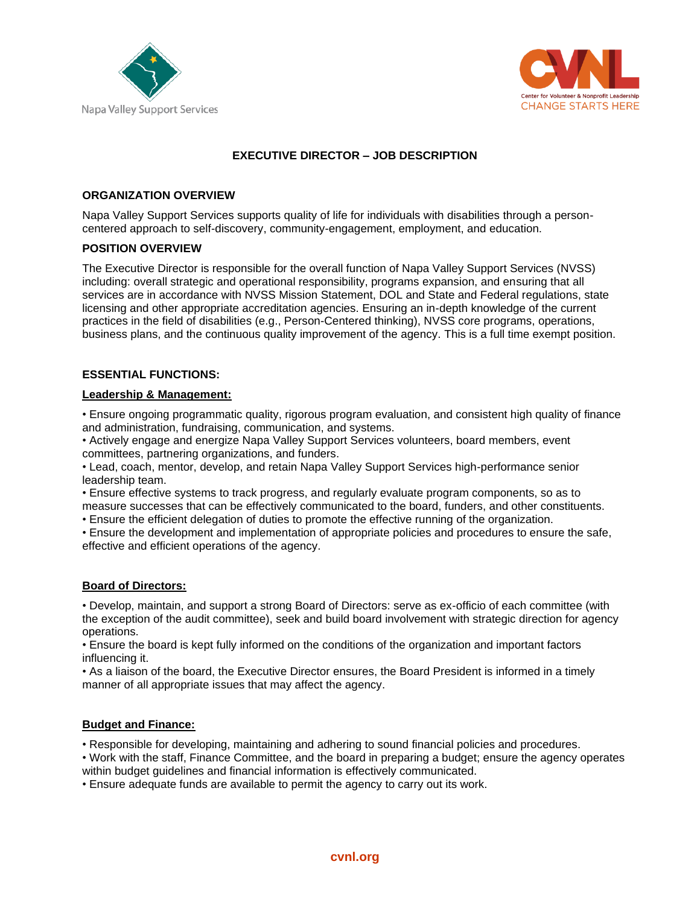Napa Valley Support Services

Center for Volunteer & Nonprofit Leadership
CHANGE STARTS HERE

# EXECUTIVE DIRECTOR – JOB DESCRIPTION

## ORGANIZATION OVERVIEW

Napa Valley Support Services supports quality of life for individuals with disabilities through a person-centered approach to self-discovery, community-engagement, employment, and education.

## POSITION OVERVIEW

The Executive Director is responsible for the overall function of Napa Valley Support Services (NVSS) including: overall strategic and operational responsibility, programs expansion, and ensuring that all services are in accordance with NVSS Mission Statement, DOL and State and Federal regulations, state licensing and other appropriate accreditation agencies. Ensuring an in-depth knowledge of the current practices in the field of disabilities (e.g., Person-Centered thinking), NVSS core programs, operations, business plans, and the continuous quality improvement of the agency. This is a full time exempt position.

## ESSENTIAL FUNCTIONS:

### Leadership & Management:

- Ensure ongoing programmatic quality, rigorous program evaluation, and consistent high quality of finance and administration, fundraising, communication, and systems.
- Actively engage and energize Napa Valley Support Services volunteers, board members, event committees, partnering organizations, and funders.
- Lead, coach, mentor, develop, and retain Napa Valley Support Services high-performance senior leadership team.
- Ensure effective systems to track progress, and regularly evaluate program components, so as to measure successes that can be effectively communicated to the board, funders, and other constituents.
- Ensure the efficient delegation of duties to promote the effective running of the organization.
- Ensure the development and implementation of appropriate policies and procedures to ensure the safe, effective and efficient operations of the agency.

### Board of Directors:

- Develop, maintain, and support a strong Board of Directors: serve as ex-officio of each committee (with the exception of the audit committee), seek and build board involvement with strategic direction for agency operations.
- Ensure the board is kept fully informed on the conditions of the organization and important factors influencing it.
- As a liaison of the board, the Executive Director ensures, the Board President is informed in a timely manner of all appropriate issues that may affect the agency.

### Budget and Finance:

- Responsible for developing, maintaining and adhering to sound financial policies and procedures.
- Work with the staff, Finance Committee, and the board in preparing a budget; ensure the agency operates within budget guidelines and financial information is effectively communicated.
- Ensure adequate funds are available to permit the agency to carry out its work.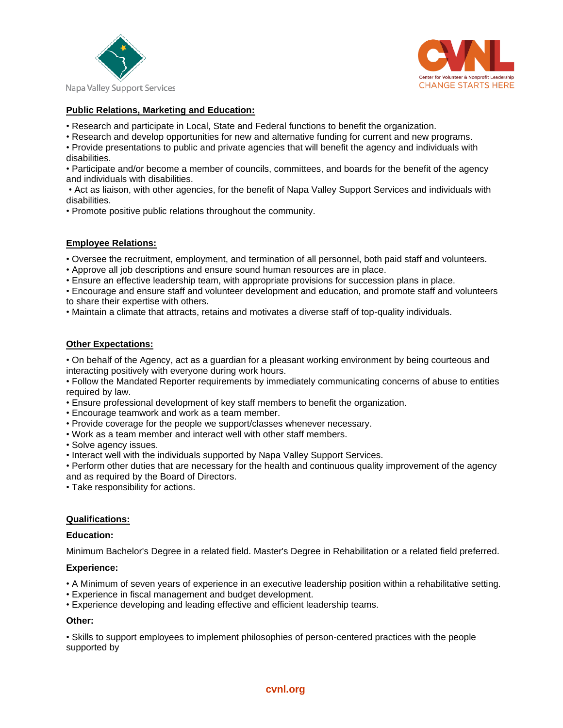**Public Relations, Marketing and Education:**

- Research and participate in Local, State and Federal functions to benefit the organization.
- Research and develop opportunities for new and alternative funding for current and new programs.
- Provide presentations to public and private agencies that will benefit the agency and individuals with disabilities.
- Participate and/or become a member of councils, committees, and boards for the benefit of the agency and individuals with disabilities.
- Act as liaison, with other agencies, for the benefit of Napa Valley Support Services and individuals with disabilities.
- Promote positive public relations throughout the community.

**Employee Relations:**

- Oversee the recruitment, employment, and termination of all personnel, both paid staff and volunteers.
- Approve all job descriptions and ensure sound human resources are in place.
- Ensure an effective leadership team, with appropriate provisions for succession plans in place.
- Encourage and ensure staff and volunteer development and education, and promote staff and volunteers to share their expertise with others.
- Maintain a climate that attracts, retains and motivates a diverse staff of top-quality individuals.

**Other Expectations:**

- On behalf of the Agency, act as a guardian for a pleasant working environment by being courteous and interacting positively with everyone during work hours.
- Follow the Mandated Reporter requirements by immediately communicating concerns of abuse to entities required by law.
- Ensure professional development of key staff members to benefit the organization.
- Encourage teamwork and work as a team member.
- Provide coverage for the people we support/classes whenever necessary.
- Work as a team member and interact well with other staff members.
- Solve agency issues.
- Interact well with the individuals supported by Napa Valley Support Services.
- Perform other duties that are necessary for the health and continuous quality improvement of the agency and as required by the Board of Directors.
- Take responsibility for actions.

**Qualifications:**

**Education:**

Minimum Bachelor's Degree in a related field. Master's Degree in Rehabilitation or a related field preferred.

**Experience:**

- A Minimum of seven years of experience in an executive leadership position within a rehabilitative setting.
- Experience in fiscal management and budget development.
- Experience developing and leading effective and efficient leadership teams.

**Other:**

- Skills to support employees to implement philosophies of person-centered practices with the people supported by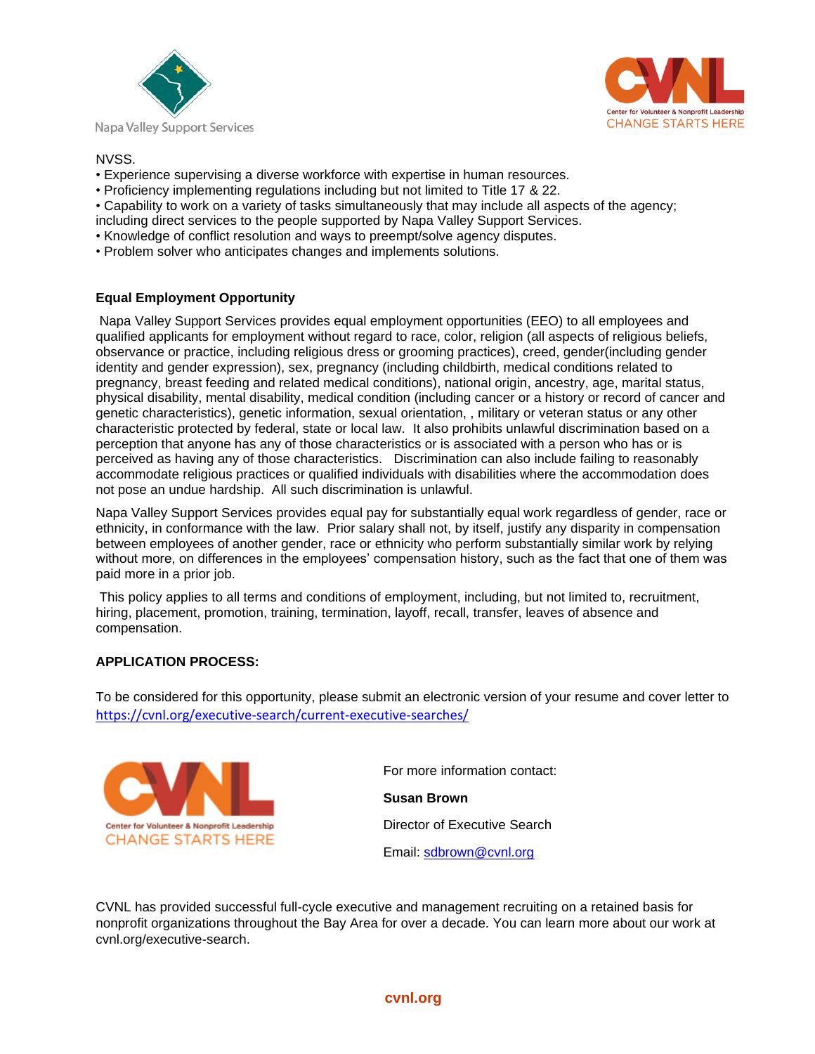NVSS.

- Experience supervising a diverse workforce with expertise in human resources.
- Proficiency implementing regulations including but not limited to Title 17 & 22.
- Capability to work on a variety of tasks simultaneously that may include all aspects of the agency; including direct services to the people supported by Napa Valley Support Services.
- Knowledge of conflict resolution and ways to preempt/solve agency disputes.
- Problem solver who anticipates changes and implements solutions.

**Equal Employment Opportunity**

Napa Valley Support Services provides equal employment opportunities (EEO) to all employees and qualified applicants for employment without regard to race, color, religion (all aspects of religious beliefs, observance or practice, including religious dress or grooming practices), creed, gender(including gender identity and gender expression), sex, pregnancy (including childbirth, medical conditions related to pregnancy, breast feeding and related medical conditions), national origin, ancestry, age, marital status, physical disability, mental disability, medical condition (including cancer or a history or record of cancer and genetic characteristics), genetic information, sexual orientation, , military or veteran status or any other characteristic protected by federal, state or local law. It also prohibits unlawful discrimination based on a perception that anyone has any of those characteristics or is associated with a person who has or is perceived as having any of those characteristics. Discrimination can also include failing to reasonably accommodate religious practices or qualified individuals with disabilities where the accommodation does not pose an undue hardship. All such discrimination is unlawful.

Napa Valley Support Services provides equal pay for substantially equal work regardless of gender, race or ethnicity, in conformance with the law. Prior salary shall not, by itself, justify any disparity in compensation between employees of another gender, race or ethnicity who perform substantially similar work by relying without more, on differences in the employees' compensation history, such as the fact that one of them was paid more in a prior job.

This policy applies to all terms and conditions of employment, including, but not limited to, recruitment, hiring, placement, promotion, training, termination, layoff, recall, transfer, leaves of absence and compensation.

**APPLICATION PROCESS:**

To be considered for this opportunity, please submit an electronic version of your resume and cover letter to https://cvnl.org/executive-search/current-executive-searches/

For more information contact:

**Susan Brown**

Director of Executive Search

Email: sdbrown@cvnl.org

CVNL has provided successful full-cycle executive and management recruiting on a retained basis for nonprofit organizations throughout the Bay Area for over a decade. You can learn more about our work at cvnl.org/executive-search.